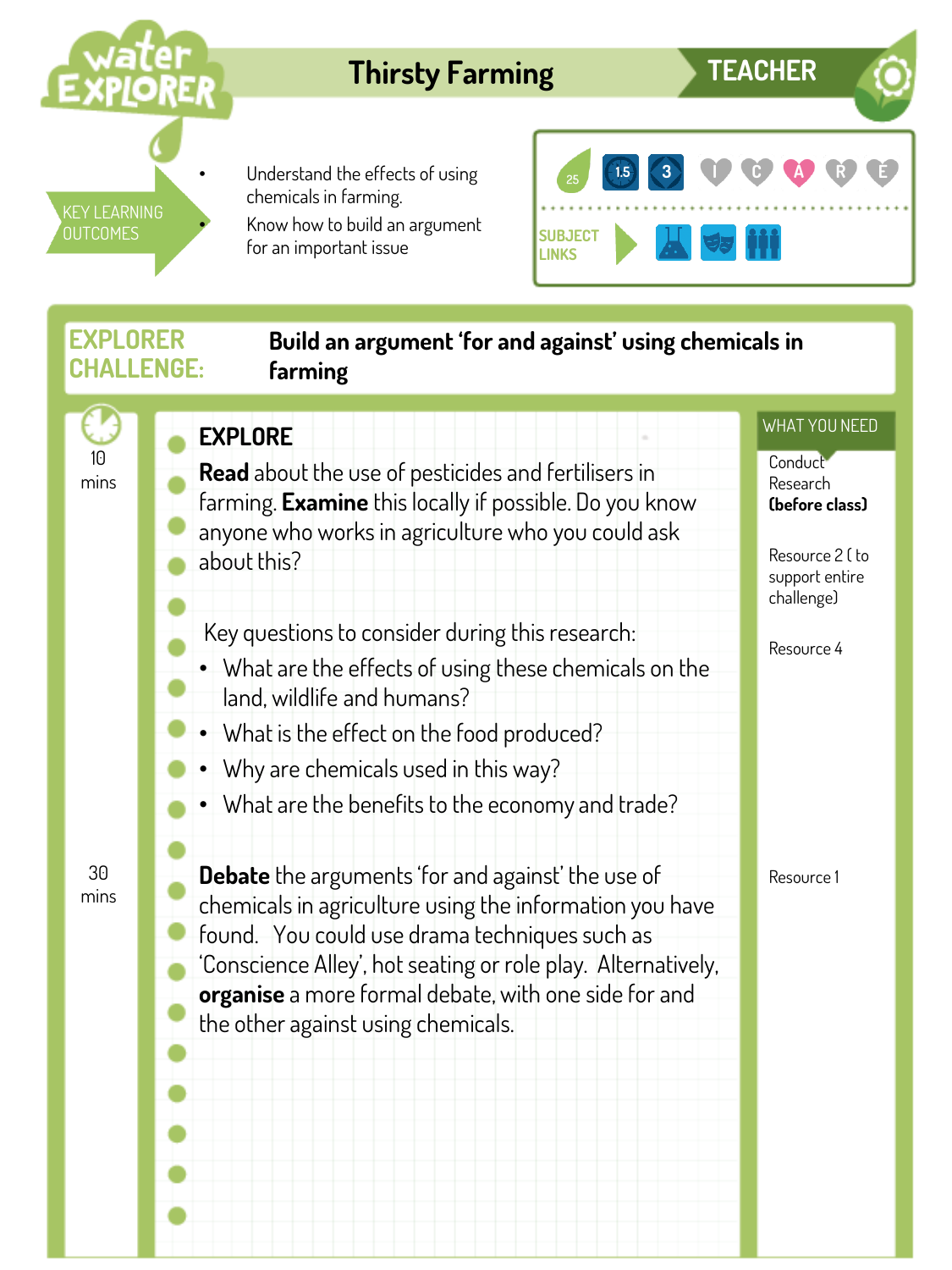# Thirsty Farming

**TEACHER**

## KEY LEARNING OUTCOMES

- Understand the effects of using chemicals in farming.
- Know how to build an argument for an important issue

25 | 1.5 | 3 | I | C | A | R | E

SUBJECT LINKS

## EXPLORER CHALLENGE: Build an argument 'for and against' using chemicals in farming

| Time | Activity | What you need |
|---|---|---|
| 10 mins | **EXPLORE**<br><br>**Read** about the use of pesticides and fertilisers in farming. **Examine** this locally if possible. Do you know anyone who works in agriculture who you could ask about this?<br><br>Key questions to consider during this research:<br>• What are the effects of using these chemicals on the land, wildlife and humans?<br>• What is the effect on the food produced?<br>• Why are chemicals used in this way?<br>• What are the benefits to the economy and trade? | Conduct Research **(before class)**<br><br>Resource 2 ( to support entire challenge)<br><br>Resource 4 |
| 30 mins | **Debate** the arguments 'for and against' the use of chemicals in agriculture using the information you have found. You could use drama techniques such as 'Conscience Alley', hot seating or role play. Alternatively, **organise** a more formal debate, with one side for and the other against using chemicals. | Resource 1 |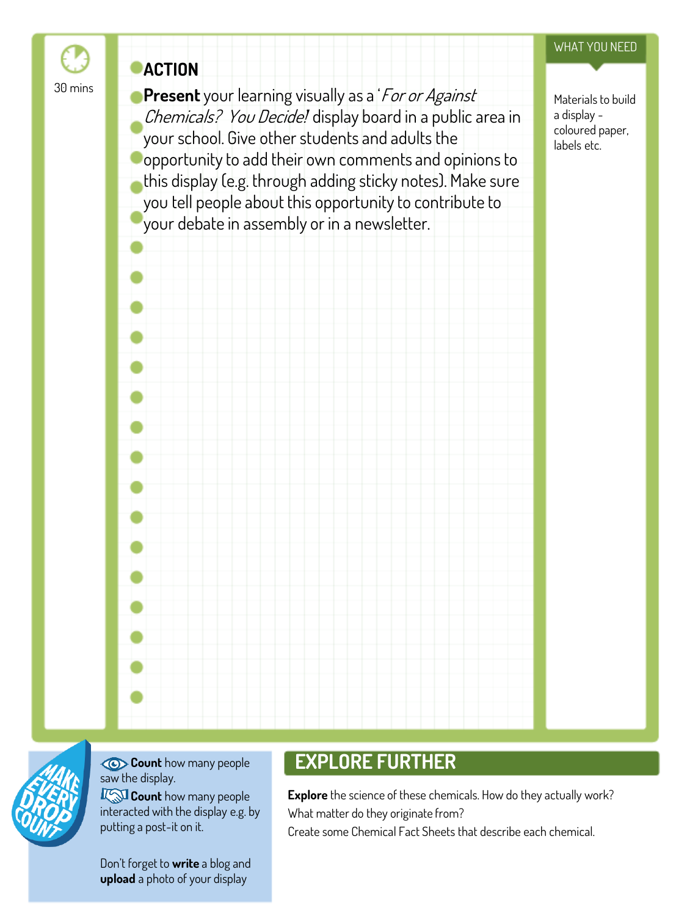30 mins

## ACTION

**Present** your learning visually as a '*For or Against Chemicals? You Decide!* display board in a public area in your school. Give other students and adults the opportunity to add their own comments and opinions to this display (e.g. through adding sticky notes). Make sure you tell people about this opportunity to contribute to your debate in assembly or in a newsletter.

### WHAT YOU NEED

Materials to build a display - coloured paper, labels etc.

MAKE EVERY DROP COUNT

**Count** how many people saw the display.

**Count** how many people interacted with the display e.g. by putting a post-it on it.

Don't forget to **write** a blog and **upload** a photo of your display

## EXPLORE FURTHER

**Explore** the science of these chemicals. How do they actually work?

What matter do they originate from?

Create some Chemical Fact Sheets that describe each chemical.